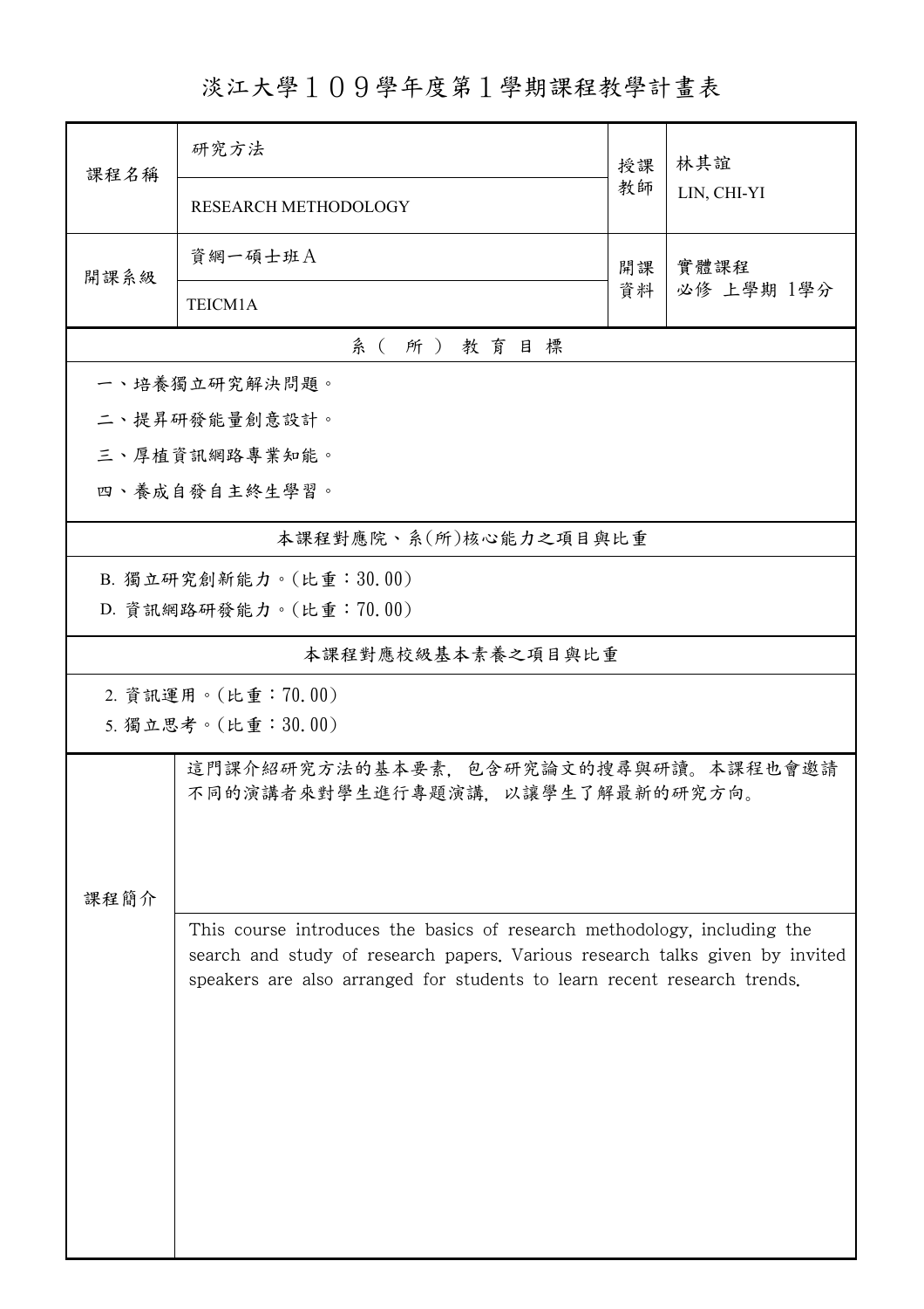# 淡江大學１０９學年度第１學期課程教學計畫表

| 課程名稱 | 研究方法 | 授課教師 | 林其誼 |
|---|---|---|---|
| | RESEARCH METHODOLOGY | | LIN, CHI-YI |
| 開課系級 | 資網一碩士班Ａ | 開課資料 | 實體課程<br>必修 上學期 1學分 |
| | TEICM1A | | |

## 系（所）教育目標

一、培養獨立研究解決問題。

二、提昇研發能量創意設計。

三、厚植資訊網路專業知能。

四、養成自發自主終生學習。

## 本課程對應院、系(所)核心能力之項目與比重

B. 獨立研究創新能力。(比重：30.00)

D. 資訊網路研發能力。(比重：70.00)

## 本課程對應校級基本素養之項目與比重

2. 資訊運用。(比重：70.00)

5. 獨立思考。(比重：30.00)

## 課程簡介

這門課介紹研究方法的基本要素, 包含研究論文的搜尋與研讀。本課程也會邀請不同的演講者來對學生進行專題演講, 以讓學生了解最新的研究方向。

This course introduces the basics of research methodology, including the search and study of research papers. Various research talks given by invited speakers are also arranged for students to learn recent research trends.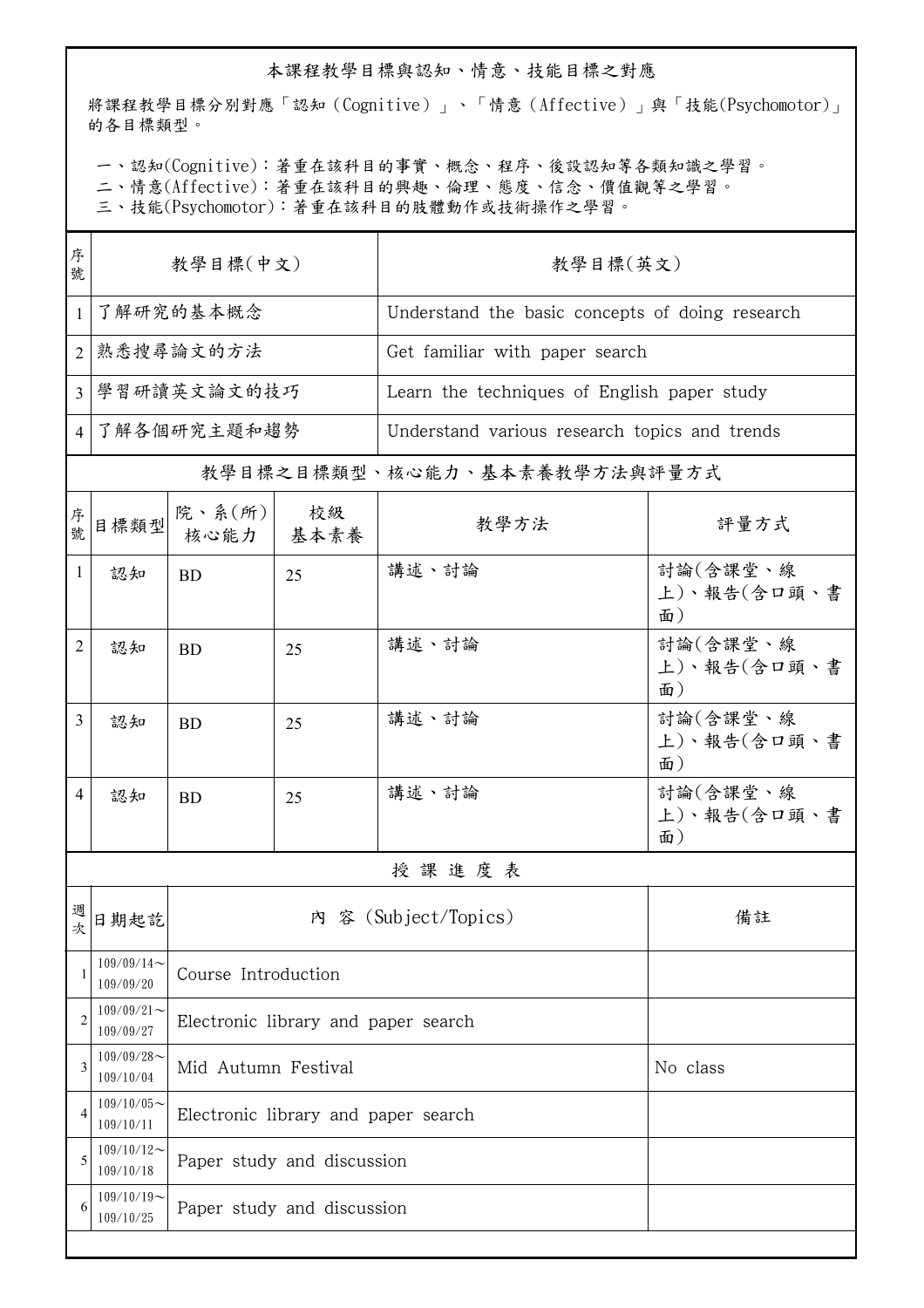## 本課程教學目標與認知、情意、技能目標之對應

將課程教學目標分別對應「認知（Cognitive）」、「情意（Affective）」與「技能(Psychomotor)」的各目標類型。

一、認知(Cognitive)：著重在該科目的事實、概念、程序、後設認知等各類知識之學習。
二、情意(Affective)：著重在該科目的興趣、倫理、態度、信念、價值觀等之學習。
三、技能(Psychomotor)：著重在該科目的肢體動作或技術操作之學習。

| 序號 | 教學目標(中文) | 教學目標(英文) |
|---|---|---|
| 1 | 了解研究的基本概念 | Understand the basic concepts of doing research |
| 2 | 熟悉搜尋論文的方法 | Get familiar with paper search |
| 3 | 學習研讀英文論文的技巧 | Learn the techniques of English paper study |
| 4 | 了解各個研究主題和趨勢 | Understand various research topics and trends |

## 教學目標之目標類型、核心能力、基本素養教學方法與評量方式

| 序號 | 目標類型 | 院、系(所)核心能力 | 校級基本素養 | 教學方法 | 評量方式 |
|---|---|---|---|---|---|
| 1 | 認知 | BD | 25 | 講述、討論 | 討論(含課堂、線上)、報告(含口頭、書面) |
| 2 | 認知 | BD | 25 | 講述、討論 | 討論(含課堂、線上)、報告(含口頭、書面) |
| 3 | 認知 | BD | 25 | 講述、討論 | 討論(含課堂、線上)、報告(含口頭、書面) |
| 4 | 認知 | BD | 25 | 講述、討論 | 討論(含課堂、線上)、報告(含口頭、書面) |

## 授課進度表

| 週次 | 日期起訖 | 內 容 (Subject/Topics) | 備註 |
|---|---|---|---|
| 1 | 109/09/14～109/09/20 | Course Introduction | |
| 2 | 109/09/21～109/09/27 | Electronic library and paper search | |
| 3 | 109/09/28～109/10/04 | Mid Autumn Festival | No class |
| 4 | 109/10/05～109/10/11 | Electronic library and paper search | |
| 5 | 109/10/12～109/10/18 | Paper study and discussion | |
| 6 | 109/10/19～109/10/25 | Paper study and discussion | |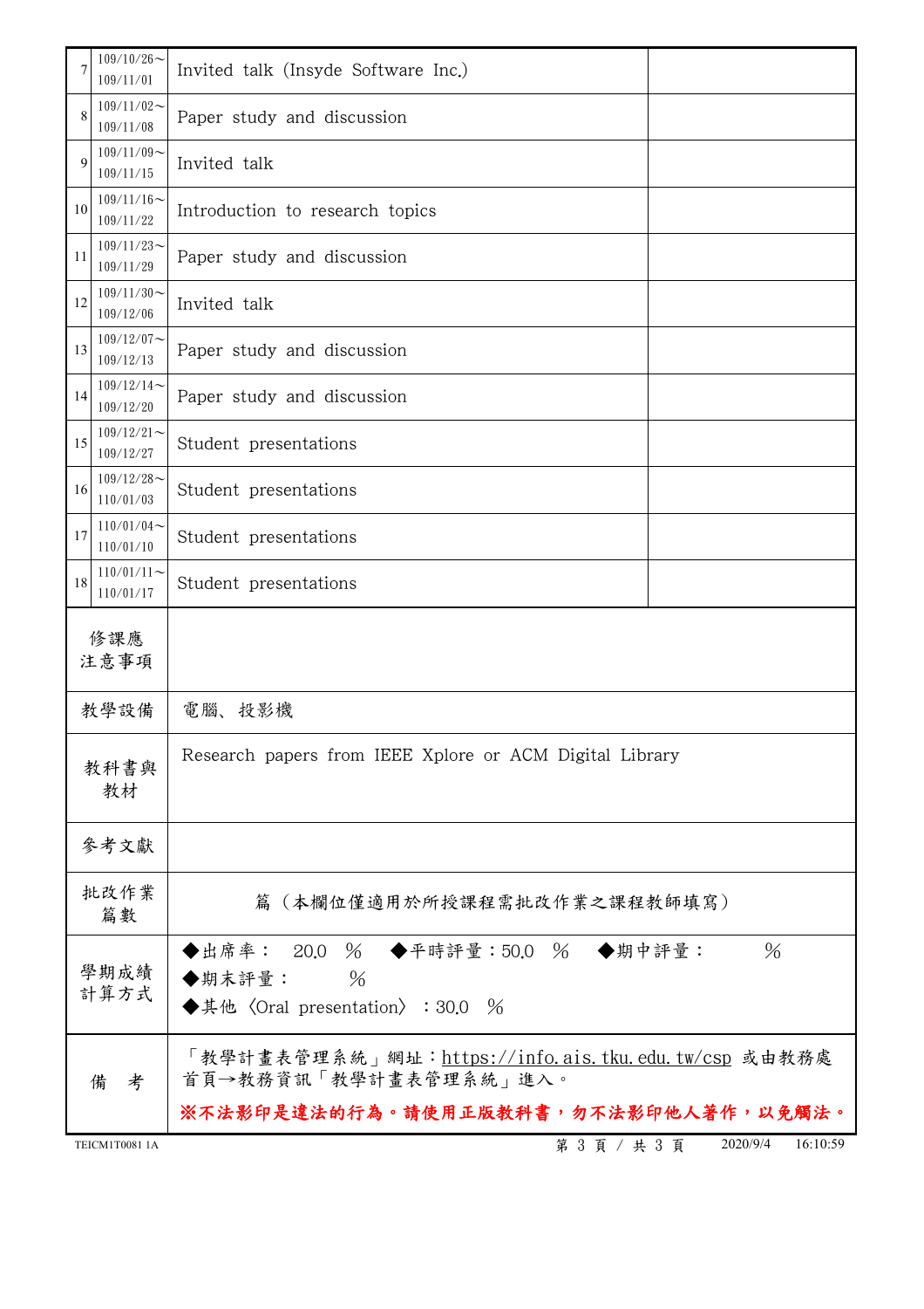| | | | |
|---|---|---|---|
| 7 | 109/10/26～<br>109/11/01 | Invited talk (Insyde Software Inc.) | |
| 8 | 109/11/02～<br>109/11/08 | Paper study and discussion | |
| 9 | 109/11/09～<br>109/11/15 | Invited talk | |
| 10 | 109/11/16～<br>109/11/22 | Introduction to research topics | |
| 11 | 109/11/23～<br>109/11/29 | Paper study and discussion | |
| 12 | 109/11/30～<br>109/12/06 | Invited talk | |
| 13 | 109/12/07～<br>109/12/13 | Paper study and discussion | |
| 14 | 109/12/14～<br>109/12/20 | Paper study and discussion | |
| 15 | 109/12/21～<br>109/12/27 | Student presentations | |
| 16 | 109/12/28～<br>110/01/03 | Student presentations | |
| 17 | 110/01/04～<br>110/01/10 | Student presentations | |
| 18 | 110/01/11～<br>110/01/17 | Student presentations | |

| | |
|---|---|
| 修課應注意事項 | |
| 教學設備 | 電腦、投影機 |
| 教科書與教材 | Research papers from IEEE Xplore or ACM Digital Library |
| 參考文獻 | |
| 批改作業篇數 | 篇（本欄位僅適用於所授課程需批改作業之課程教師填寫） |
| 學期成績計算方式 | ◆出席率： 20.0 ％ ◆平時評量：50.0 ％ ◆期中評量： ％<br>◆期末評量： ％<br>◆其他〈Oral presentation〉：30.0 ％ |
| 備　考 | 「教學計畫表管理系統」網址：https://info.ais.tku.edu.tw/csp 或由教務處首頁→教務資訊「教學計畫表管理系統」進入。<br>**※不法影印是違法的行為。請使用正版教科書，勿不法影印他人著作，以免觸法。** |

TEICM1T0081 1A　2020/9/4　16:10:59